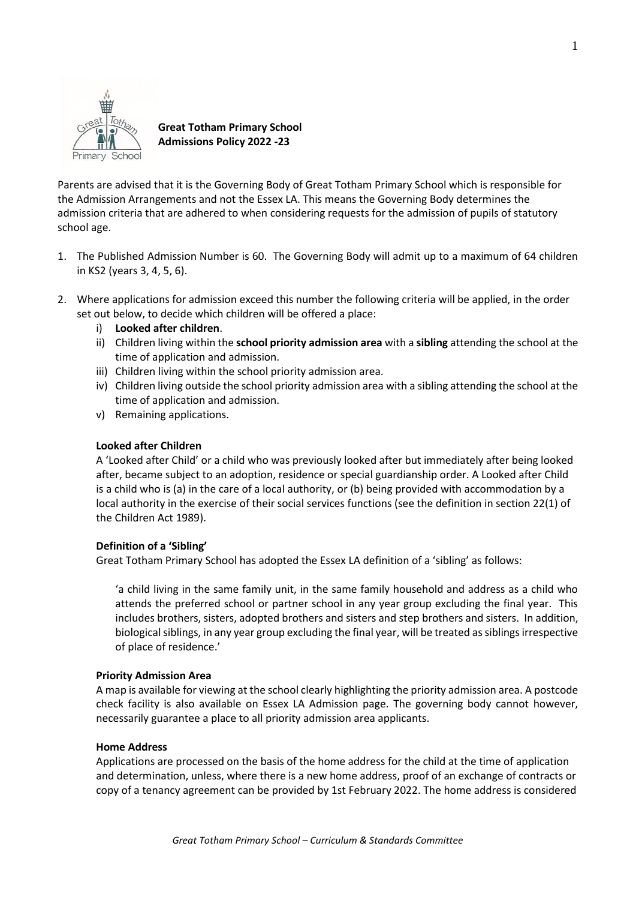**Great Totham Primary School**
**Admissions Policy 2022 -23**

Parents are advised that it is the Governing Body of Great Totham Primary School which is responsible for the Admission Arrangements and not the Essex LA. This means the Governing Body determines the admission criteria that are adhered to when considering requests for the admission of pupils of statutory school age.

1. The Published Admission Number is 60. The Governing Body will admit up to a maximum of 64 children in KS2 (years 3, 4, 5, 6).

2. Where applications for admission exceed this number the following criteria will be applied, in the order set out below, to decide which children will be offered a place:
   i) **Looked after children**.
   ii) Children living within the **school priority admission area** with a **sibling** attending the school at the time of application and admission.
   iii) Children living within the school priority admission area.
   iv) Children living outside the school priority admission area with a sibling attending the school at the time of application and admission.
   v) Remaining applications.

   **Looked after Children**

   A 'Looked after Child' or a child who was previously looked after but immediately after being looked after, became subject to an adoption, residence or special guardianship order. A Looked after Child is a child who is (a) in the care of a local authority, or (b) being provided with accommodation by a local authority in the exercise of their social services functions (see the definition in section 22(1) of the Children Act 1989).

   **Definition of a 'Sibling'**

   Great Totham Primary School has adopted the Essex LA definition of a 'sibling' as follows:

   > 'a child living in the same family unit, in the same family household and address as a child who attends the preferred school or partner school in any year group excluding the final year. This includes brothers, sisters, adopted brothers and sisters and step brothers and sisters. In addition, biological siblings, in any year group excluding the final year, will be treated as siblings irrespective of place of residence.'

   **Priority Admission Area**

   A map is available for viewing at the school clearly highlighting the priority admission area. A postcode check facility is also available on Essex LA Admission page. The governing body cannot however, necessarily guarantee a place to all priority admission area applicants.

   **Home Address**

   Applications are processed on the basis of the home address for the child at the time of application and determination, unless, where there is a new home address, proof of an exchange of contracts or copy of a tenancy agreement can be provided by 1st February 2022. The home address is considered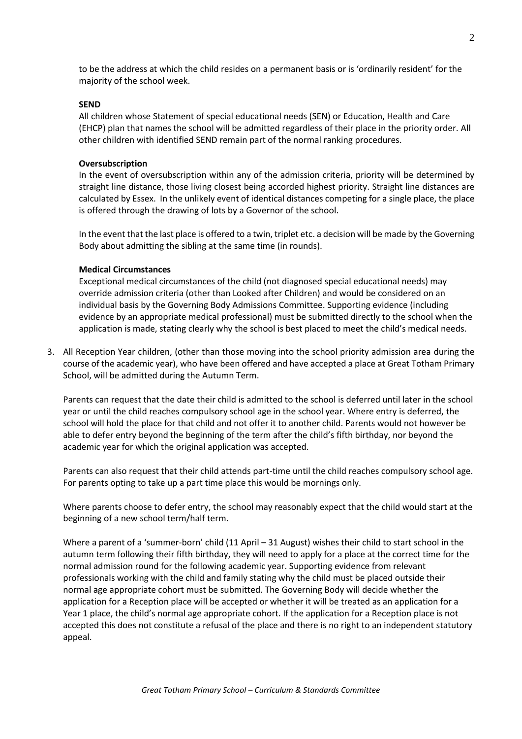to be the address at which the child resides on a permanent basis or is 'ordinarily resident' for the majority of the school week.

**SEND**

All children whose Statement of special educational needs (SEN) or Education, Health and Care (EHCP) plan that names the school will be admitted regardless of their place in the priority order. All other children with identified SEND remain part of the normal ranking procedures.

**Oversubscription**

In the event of oversubscription within any of the admission criteria, priority will be determined by straight line distance, those living closest being accorded highest priority. Straight line distances are calculated by Essex. In the unlikely event of identical distances competing for a single place, the place is offered through the drawing of lots by a Governor of the school.

In the event that the last place is offered to a twin, triplet etc. a decision will be made by the Governing Body about admitting the sibling at the same time (in rounds).

**Medical Circumstances**

Exceptional medical circumstances of the child (not diagnosed special educational needs) may override admission criteria (other than Looked after Children) and would be considered on an individual basis by the Governing Body Admissions Committee. Supporting evidence (including evidence by an appropriate medical professional) must be submitted directly to the school when the application is made, stating clearly why the school is best placed to meet the child's medical needs.

3. All Reception Year children, (other than those moving into the school priority admission area during the course of the academic year), who have been offered and have accepted a place at Great Totham Primary School, will be admitted during the Autumn Term.

   Parents can request that the date their child is admitted to the school is deferred until later in the school year or until the child reaches compulsory school age in the school year. Where entry is deferred, the school will hold the place for that child and not offer it to another child. Parents would not however be able to defer entry beyond the beginning of the term after the child's fifth birthday, nor beyond the academic year for which the original application was accepted.

   Parents can also request that their child attends part-time until the child reaches compulsory school age. For parents opting to take up a part time place this would be mornings only.

   Where parents choose to defer entry, the school may reasonably expect that the child would start at the beginning of a new school term/half term.

   Where a parent of a 'summer-born' child (11 April – 31 August) wishes their child to start school in the autumn term following their fifth birthday, they will need to apply for a place at the correct time for the normal admission round for the following academic year. Supporting evidence from relevant professionals working with the child and family stating why the child must be placed outside their normal age appropriate cohort must be submitted. The Governing Body will decide whether the application for a Reception place will be accepted or whether it will be treated as an application for a Year 1 place, the child's normal age appropriate cohort. If the application for a Reception place is not accepted this does not constitute a refusal of the place and there is no right to an independent statutory appeal.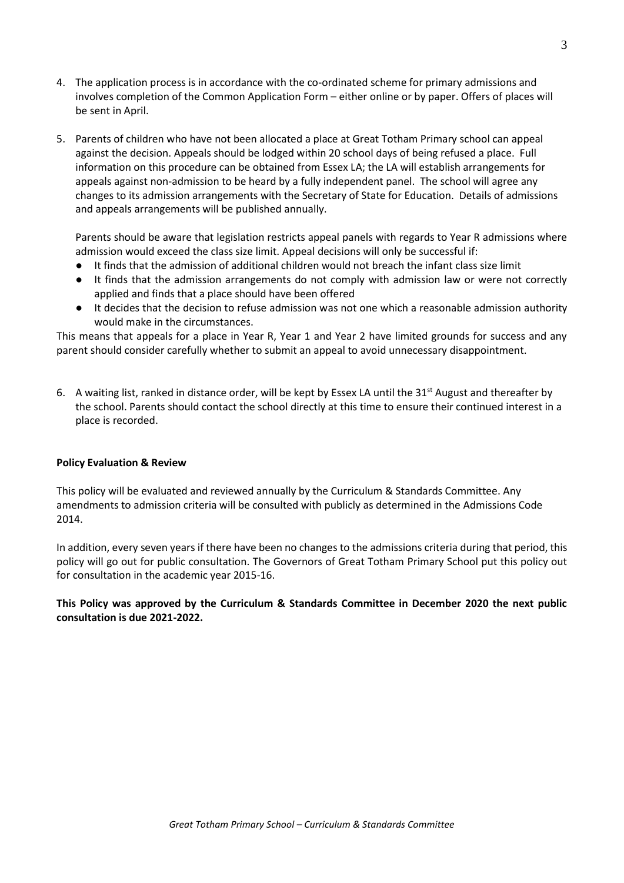4. The application process is in accordance with the co-ordinated scheme for primary admissions and involves completion of the Common Application Form – either online or by paper. Offers of places will be sent in April.

5. Parents of children who have not been allocated a place at Great Totham Primary school can appeal against the decision. Appeals should be lodged within 20 school days of being refused a place. Full information on this procedure can be obtained from Essex LA; the LA will establish arrangements for appeals against non-admission to be heard by a fully independent panel. The school will agree any changes to its admission arrangements with the Secretary of State for Education. Details of admissions and appeals arrangements will be published annually.

   Parents should be aware that legislation restricts appeal panels with regards to Year R admissions where admission would exceed the class size limit. Appeal decisions will only be successful if:

   - It finds that the admission of additional children would not breach the infant class size limit
   - It finds that the admission arrangements do not comply with admission law or were not correctly applied and finds that a place should have been offered
   - It decides that the decision to refuse admission was not one which a reasonable admission authority would make in the circumstances.

This means that appeals for a place in Year R, Year 1 and Year 2 have limited grounds for success and any parent should consider carefully whether to submit an appeal to avoid unnecessary disappointment.

6. A waiting list, ranked in distance order, will be kept by Essex LA until the 31st August and thereafter by the school. Parents should contact the school directly at this time to ensure their continued interest in a place is recorded.

**Policy Evaluation & Review**

This policy will be evaluated and reviewed annually by the Curriculum & Standards Committee. Any amendments to admission criteria will be consulted with publicly as determined in the Admissions Code 2014.

In addition, every seven years if there have been no changes to the admissions criteria during that period, this policy will go out for public consultation. The Governors of Great Totham Primary School put this policy out for consultation in the academic year 2015-16.

**This Policy was approved by the Curriculum & Standards Committee in December 2020 the next public consultation is due 2021-2022.**